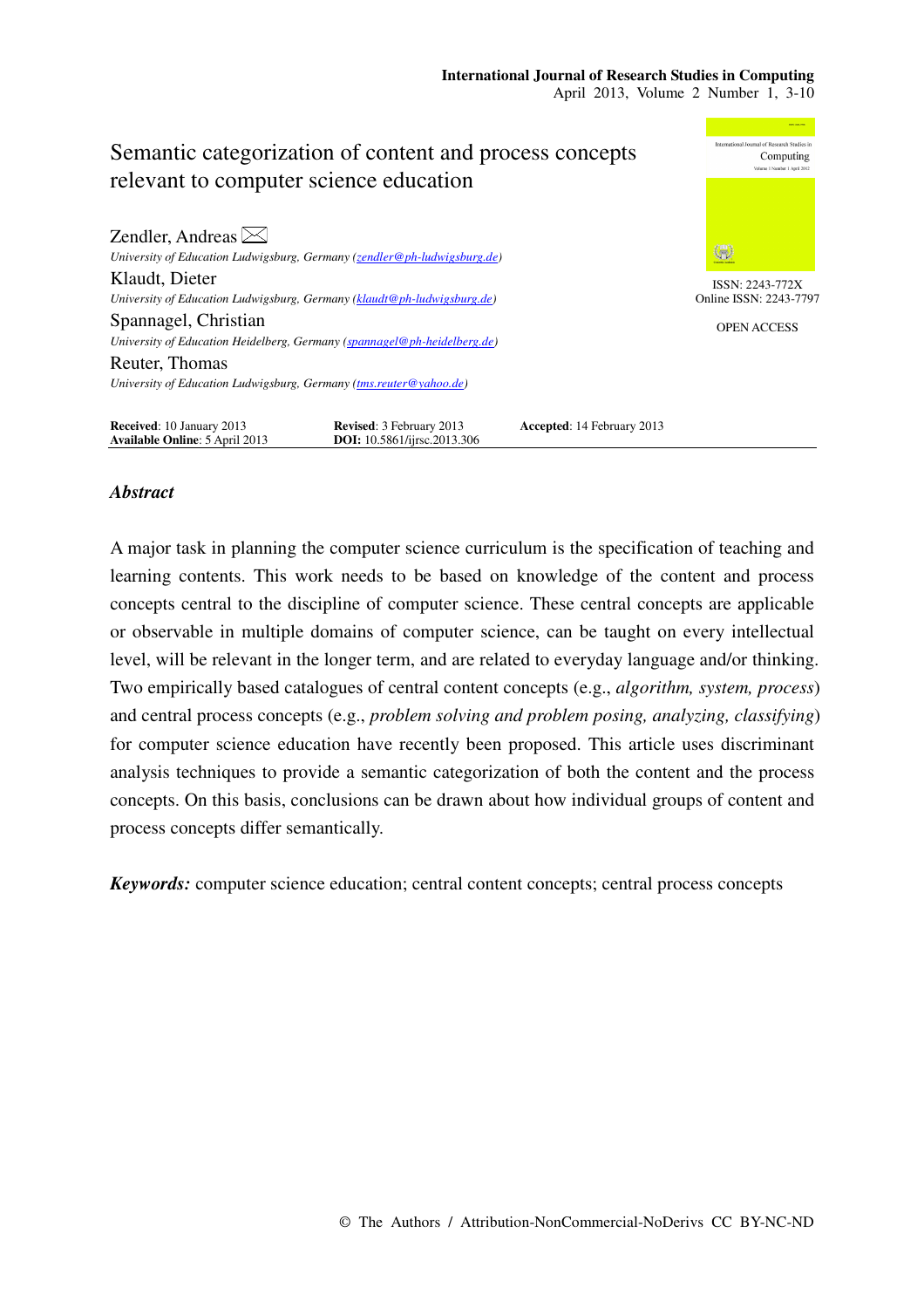# Semantic categorization of content and process concepts relevant to computer science education

Zendler, Andreas

*University of Education Ludwigsburg, Germany (zendler@ph-ludwigsburg.de)*

Klaudt, Dieter

*University of Education Ludwigsburg, Germany (klaudt@ph-ludwigsburg.de)*

Spannagel, Christian

*University of Education Heidelberg, Germany (spannagel@ph-heidelberg.de)*

Reuter, Thomas

*University of Education Ludwigsburg, Germany (tms.reuter@yahoo.de)*

ISSN: 2243-772X
Online ISSN: 2243-7797

OPEN ACCESS

**Received**: 10 January 2013 **Revised**: 3 February 2013 **Accepted**: 14 February 2013
**Available Online**: 5 April 2013 **DOI:** 10.5861/ijrsc.2013.306

## *Abstract*

A major task in planning the computer science curriculum is the specification of teaching and learning contents. This work needs to be based on knowledge of the content and process concepts central to the discipline of computer science. These central concepts are applicable or observable in multiple domains of computer science, can be taught on every intellectual level, will be relevant in the longer term, and are related to everyday language and/or thinking. Two empirically based catalogues of central content concepts (e.g., *algorithm, system, process*) and central process concepts (e.g., *problem solving and problem posing, analyzing, classifying*) for computer science education have recently been proposed. This article uses discriminant analysis techniques to provide a semantic categorization of both the content and the process concepts. On this basis, conclusions can be drawn about how individual groups of content and process concepts differ semantically.

***Keywords:*** computer science education; central content concepts; central process concepts

© The Authors / Attribution-NonCommercial-NoDerivs CC BY-NC-ND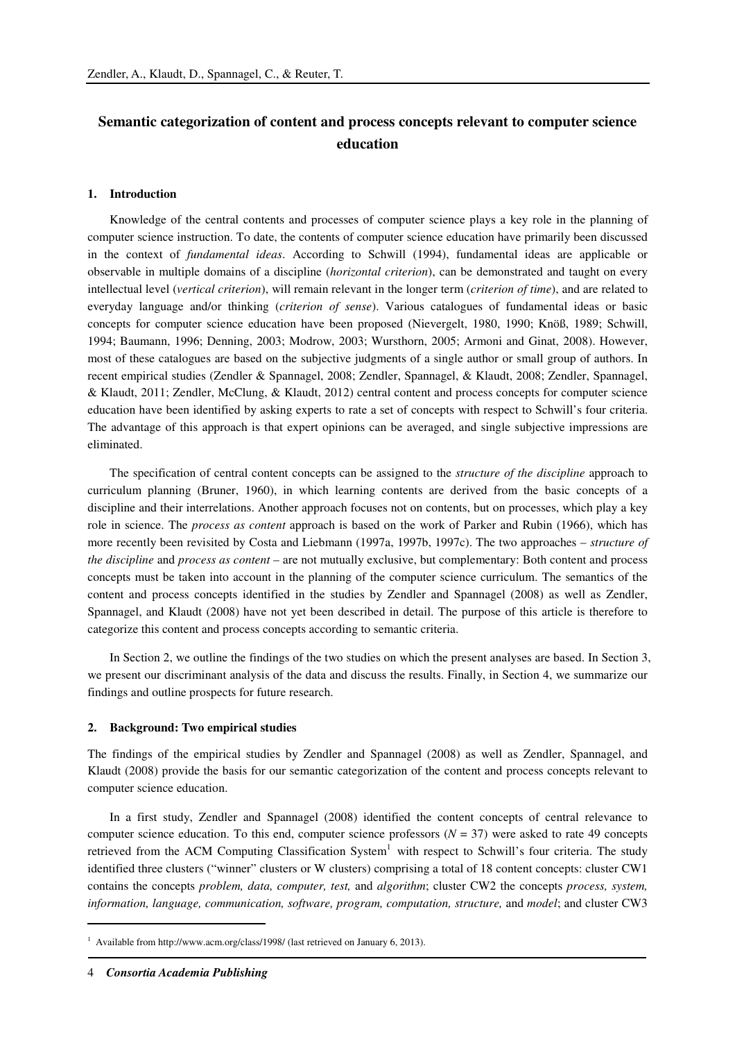## Semantic categorization of content and process concepts relevant to computer science education

### 1. Introduction

Knowledge of the central contents and processes of computer science plays a key role in the planning of computer science instruction. To date, the contents of computer science education have primarily been discussed in the context of *fundamental ideas*. According to Schwill (1994), fundamental ideas are applicable or observable in multiple domains of a discipline (*horizontal criterion*), can be demonstrated and taught on every intellectual level (*vertical criterion*), will remain relevant in the longer term (*criterion of time*), and are related to everyday language and/or thinking (*criterion of sense*). Various catalogues of fundamental ideas or basic concepts for computer science education have been proposed (Nievergelt, 1980, 1990; Knöß, 1989; Schwill, 1994; Baumann, 1996; Denning, 2003; Modrow, 2003; Wursthorn, 2005; Armoni and Ginat, 2008). However, most of these catalogues are based on the subjective judgments of a single author or small group of authors. In recent empirical studies (Zendler & Spannagel, 2008; Zendler, Spannagel, & Klaudt, 2008; Zendler, Spannagel, & Klaudt, 2011; Zendler, McClung, & Klaudt, 2012) central content and process concepts for computer science education have been identified by asking experts to rate a set of concepts with respect to Schwill's four criteria. The advantage of this approach is that expert opinions can be averaged, and single subjective impressions are eliminated.

The specification of central content concepts can be assigned to the *structure of the discipline* approach to curriculum planning (Bruner, 1960), in which learning contents are derived from the basic concepts of a discipline and their interrelations. Another approach focuses not on contents, but on processes, which play a key role in science. The *process as content* approach is based on the work of Parker and Rubin (1966), which has more recently been revisited by Costa and Liebmann (1997a, 1997b, 1997c). The two approaches – *structure of the discipline* and *process as content* – are not mutually exclusive, but complementary: Both content and process concepts must be taken into account in the planning of the computer science curriculum. The semantics of the content and process concepts identified in the studies by Zendler and Spannagel (2008) as well as Zendler, Spannagel, and Klaudt (2008) have not yet been described in detail. The purpose of this article is therefore to categorize this content and process concepts according to semantic criteria.

In Section 2, we outline the findings of the two studies on which the present analyses are based. In Section 3, we present our discriminant analysis of the data and discuss the results. Finally, in Section 4, we summarize our findings and outline prospects for future research.

### 2. Background: Two empirical studies

The findings of the empirical studies by Zendler and Spannagel (2008) as well as Zendler, Spannagel, and Klaudt (2008) provide the basis for our semantic categorization of the content and process concepts relevant to computer science education.

In a first study, Zendler and Spannagel (2008) identified the content concepts of central relevance to computer science education. To this end, computer science professors ($N = 37$) were asked to rate 49 concepts retrieved from the ACM Computing Classification System[1] with respect to Schwill's four criteria. The study identified three clusters ("winner" clusters or W clusters) comprising a total of 18 content concepts: cluster CW1 contains the concepts *problem, data, computer, test,* and *algorithm*; cluster CW2 the concepts *process, system, information, language, communication, software, program, computation, structure,* and *model*; and cluster CW3

[1] Available from http://www.acm.org/class/1998/ (last retrieved on January 6, 2013).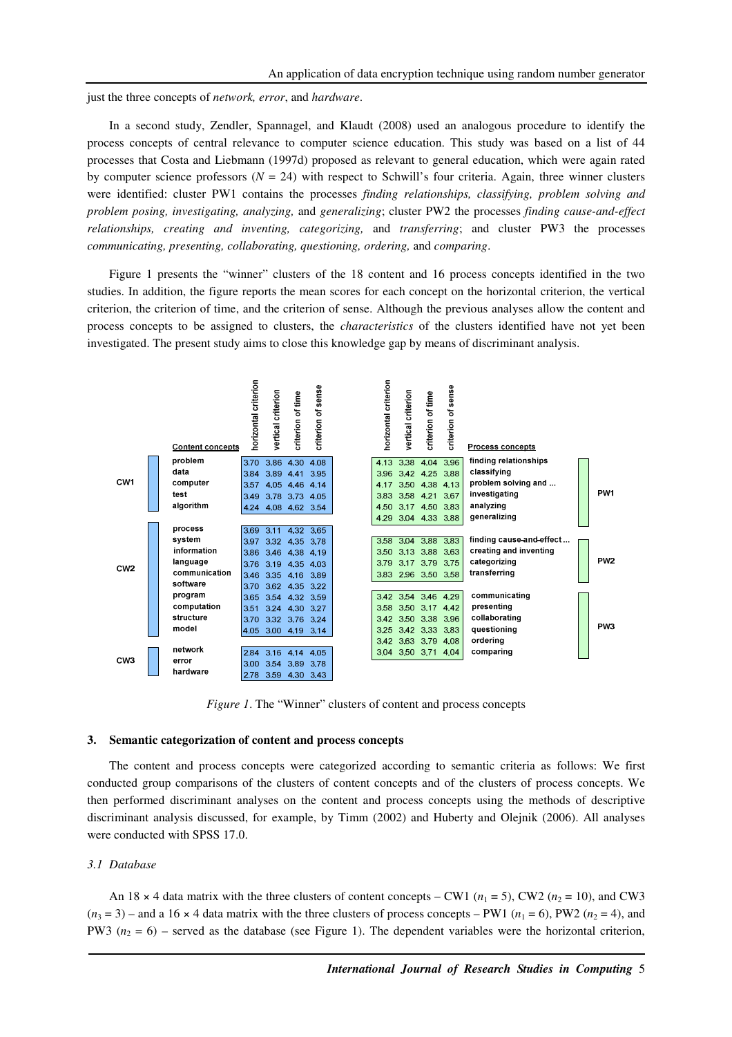just the three concepts of *network, error*, and *hardware*.

In a second study, Zendler, Spannagel, and Klaudt (2008) used an analogous procedure to identify the process concepts of central relevance to computer science education. This study was based on a list of 44 processes that Costa and Liebmann (1997d) proposed as relevant to general education, which were again rated by computer science professors ($N$ = 24) with respect to Schwill's four criteria. Again, three winner clusters were identified: cluster PW1 contains the processes *finding relationships, classifying, problem solving and problem posing, investigating, analyzing,* and *generalizing*; cluster PW2 the processes *finding cause-and-effect relationships, creating and inventing, categorizing,* and *transferring*; and cluster PW3 the processes *communicating, presenting, collaborating, questioning, ordering,* and *comparing*.

Figure 1 presents the "winner" clusters of the 18 content and 16 process concepts identified in the two studies. In addition, the figure reports the mean scores for each concept on the horizontal criterion, the vertical criterion, the criterion of time, and the criterion of sense. Although the previous analyses allow the content and process concepts to be assigned to clusters, the *characteristics* of the clusters identified have not yet been investigated. The present study aims to close this knowledge gap by means of discriminant analysis.

| Cluster | Content concepts | horizontal criterion | vertical criterion | criterion of time | criterion of sense |
|---|---|---|---|---|---|
| CW1 | problem | 3.70 | 3.86 | 4.30 | 4.08 |
| | data | 3.84 | 3.89 | 4.41 | 3.95 |
| | computer | 3.57 | 4.05 | 4.46 | 4.14 |
| | test | 3.49 | 3.78 | 3.73 | 4.05 |
| | algorithm | 4.24 | 4.08 | 4.62 | 3.54 |
| CW2 | process | 3.69 | 3.11 | 4.32 | 3.65 |
| | system | 3.97 | 3.32 | 4.35 | 3.78 |
| | information | 3.86 | 3.46 | 4.38 | 4.19 |
| | language | 3.76 | 3.19 | 4.35 | 4.03 |
| | communication | 3.46 | 3.35 | 4.16 | 3.89 |
| | software | 3.70 | 3.62 | 4.35 | 3.22 |
| | program | 3.65 | 3.54 | 4.32 | 3.59 |
| | computation | 3.51 | 3.24 | 4.30 | 3.27 |
| | structure | 3.70 | 3.32 | 3.76 | 3.24 |
| | model | 4.05 | 3.00 | 4.19 | 3.14 |
| CW3 | network | 2.84 | 3.16 | 4.14 | 4.05 |
| | error | 3.00 | 3.54 | 3.89 | 3.78 |
| | hardware | 2.78 | 3.59 | 4.30 | 3.43 |

| Cluster | Process concepts | horizontal criterion | vertical criterion | criterion of time | criterion of sense |
|---|---|---|---|---|---|
| PW1 | finding relationships | 4.13 | 3.38 | 4.04 | 3.96 |
| | classifying | 3.96 | 3.42 | 4.25 | 3.88 |
| | problem solving and ... | 4.17 | 3.50 | 4.38 | 4.13 |
| | investigating | 3.83 | 3.58 | 4.21 | 3.67 |
| | analyzing | 4.50 | 3.17 | 4.50 | 3.83 |
| | generalizing | 4.29 | 3.04 | 4.33 | 3.88 |
| PW2 | finding cause-and-effect ... | 3.58 | 3.04 | 3.88 | 3.83 |
| | creating and inventing | 3.50 | 3.13 | 3.88 | 3.63 |
| | categorizing | 3.79 | 3.17 | 3.79 | 3.75 |
| | transferring | 3.83 | 2.96 | 3.50 | 3.58 |
| PW3 | communicating | 3.42 | 3.54 | 3.46 | 4.29 |
| | presenting | 3.58 | 3.50 | 3.17 | 4.42 |
| | collaborating | 3.42 | 3.50 | 3.38 | 3.96 |
| | questioning | 3.25 | 3.42 | 3.33 | 3.83 |
| | ordering | 3.42 | 3.63 | 3.79 | 4.08 |
| | comparing | 3.04 | 3.50 | 3.71 | 4.04 |

*Figure 1*. The "Winner" clusters of content and process concepts

## 3. Semantic categorization of content and process concepts

The content and process concepts were categorized according to semantic criteria as follows: We first conducted group comparisons of the clusters of content concepts and of the clusters of process concepts. We then performed discriminant analyses on the content and process concepts using the methods of descriptive discriminant analysis discussed, for example, by Timm (2002) and Huberty and Olejnik (2006). All analyses were conducted with SPSS 17.0.

### *3.1 Database*

An 18 × 4 data matrix with the three clusters of content concepts – CW1 ($n_1$ = 5), CW2 ($n_2$ = 10), and CW3 ($n_3$ = 3) – and a 16 × 4 data matrix with the three clusters of process concepts – PW1 ($n_1$ = 6), PW2 ($n_2$ = 4), and PW3 ($n_2$ = 6) – served as the database (see Figure 1). The dependent variables were the horizontal criterion,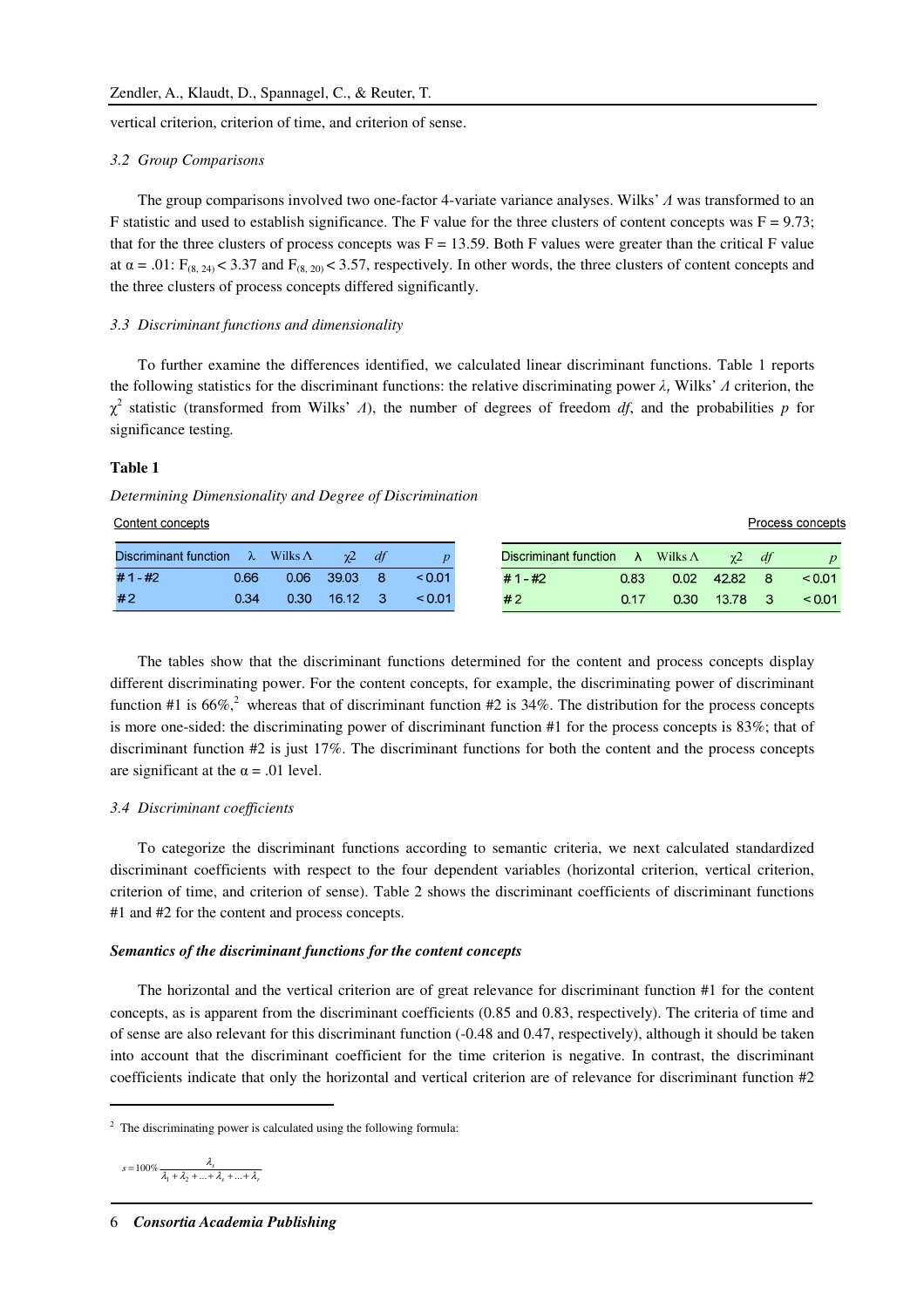vertical criterion, criterion of time, and criterion of sense.

### 3.2 Group Comparisons

The group comparisons involved two one-factor 4-variate variance analyses. Wilks' $\Lambda$ was transformed to an F statistic and used to establish significance. The F value for the three clusters of content concepts was F = 9.73; that for the three clusters of process concepts was F = 13.59. Both F values were greater than the critical F value at $\alpha = .01$: $F_{(8, 24)} < 3.37$ and $F_{(8, 20)} < 3.57$, respectively. In other words, the three clusters of content concepts and the three clusters of process concepts differed significantly.

### 3.3 Discriminant functions and dimensionality

To further examine the differences identified, we calculated linear discriminant functions. Table 1 reports the following statistics for the discriminant functions: the relative discriminating power $\lambda$, Wilks' $\Lambda$ criterion, the $\chi^2$ statistic (transformed from Wilks' $\Lambda$), the number of degrees of freedom *df*, and the probabilities *p* for significance testing.

**Table 1**

*Determining Dimensionality and Degree of Discrimination*

Content concepts

| Discriminant function | λ | Wilks Λ | χ2 | df | p |
|---|---|---|---|---|---|
| # 1 - #2 | 0.66 | 0.06 | 39.03 | 8 | < 0.01 |
| #2 | 0.34 | 0.30 | 16.12 | 3 | < 0.01 |

Process concepts

| Discriminant function | λ | Wilks Λ | χ2 | df | p |
|---|---|---|---|---|---|
| # 1 - #2 | 0.83 | 0.02 | 42.82 | 8 | < 0.01 |
| #2 | 0.17 | 0.30 | 13.78 | 3 | < 0.01 |

The tables show that the discriminant functions determined for the content and process concepts display different discriminating power. For the content concepts, for example, the discriminating power of discriminant function #1 is 66%,[2] whereas that of discriminant function #2 is 34%. The distribution for the process concepts is more one-sided: the discriminating power of discriminant function #1 for the process concepts is 83%; that of discriminant function #2 is just 17%. The discriminant functions for both the content and the process concepts are significant at the $\alpha = .01$ level.

### 3.4 Discriminant coefficients

To categorize the discriminant functions according to semantic criteria, we next calculated standardized discriminant coefficients with respect to the four dependent variables (horizontal criterion, vertical criterion, criterion of time, and criterion of sense). Table 2 shows the discriminant coefficients of discriminant functions #1 and #2 for the content and process concepts.

***Semantics of the discriminant functions for the content concepts***

The horizontal and the vertical criterion are of great relevance for discriminant function #1 for the content concepts, as is apparent from the discriminant coefficients (0.85 and 0.83, respectively). The criteria of time and of sense are also relevant for this discriminant function (-0.48 and 0.47, respectively), although it should be taken into account that the discriminant coefficient for the time criterion is negative. In contrast, the discriminant coefficients indicate that only the horizontal and vertical criterion are of relevance for discriminant function #2

---

[2] The discriminating power is calculated using the following formula:

$$s = 100\% \frac{\lambda_s}{\lambda_1 + \lambda_2 + \ldots + \lambda_s + \ldots + \lambda_r}$$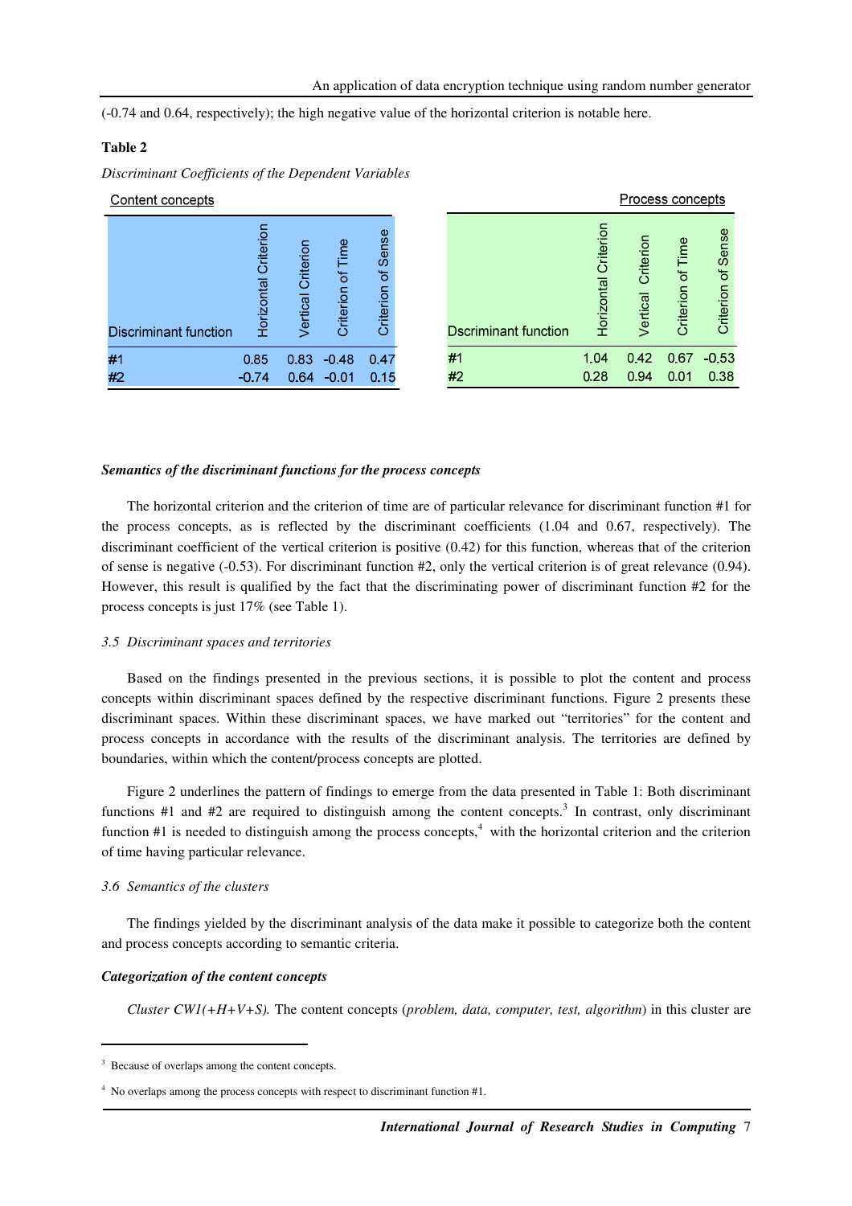(-0.74 and 0.64, respectively); the high negative value of the horizontal criterion is notable here.

**Table 2**

*Discriminant Coefficients of the Dependent Variables*

Content concepts

| Discriminant function | Horizontal Criterion | Vertical Criterion | Criterion of Time | Criterion of Sense |
|---|---|---|---|---|
| #1 | 0.85 | 0.83 | -0.48 | 0.47 |
| #2 | -0.74 | 0.64 | -0.01 | 0.15 |

Process concepts

| Dscriminant function | Horizontal Criterion | Vertical Criterion | Criterion of Time | Criterion of Sense |
|---|---|---|---|---|
| #1 | 1.04 | 0.42 | 0.67 | -0.53 |
| #2 | 0.28 | 0.94 | 0.01 | 0.38 |

***Semantics of the discriminant functions for the process concepts***

The horizontal criterion and the criterion of time are of particular relevance for discriminant function #1 for the process concepts, as is reflected by the discriminant coefficients (1.04 and 0.67, respectively). The discriminant coefficient of the vertical criterion is positive (0.42) for this function, whereas that of the criterion of sense is negative (-0.53). For discriminant function #2, only the vertical criterion is of great relevance (0.94). However, this result is qualified by the fact that the discriminating power of discriminant function #2 for the process concepts is just 17% (see Table 1).

### *3.5 Discriminant spaces and territories*

Based on the findings presented in the previous sections, it is possible to plot the content and process concepts within discriminant spaces defined by the respective discriminant functions. Figure 2 presents these discriminant spaces. Within these discriminant spaces, we have marked out "territories" for the content and process concepts in accordance with the results of the discriminant analysis. The territories are defined by boundaries, within which the content/process concepts are plotted.

Figure 2 underlines the pattern of findings to emerge from the data presented in Table 1: Both discriminant functions #1 and #2 are required to distinguish among the content concepts.[3] In contrast, only discriminant function #1 is needed to distinguish among the process concepts,[4] with the horizontal criterion and the criterion of time having particular relevance.

### *3.6 Semantics of the clusters*

The findings yielded by the discriminant analysis of the data make it possible to categorize both the content and process concepts according to semantic criteria.

***Categorization of the content concepts***

*Cluster CW1(+H+V+S).* The content concepts (*problem, data, computer, test, algorithm*) in this cluster are

---

[3] Because of overlaps among the content concepts.

[4] No overlaps among the process concepts with respect to discriminant function #1.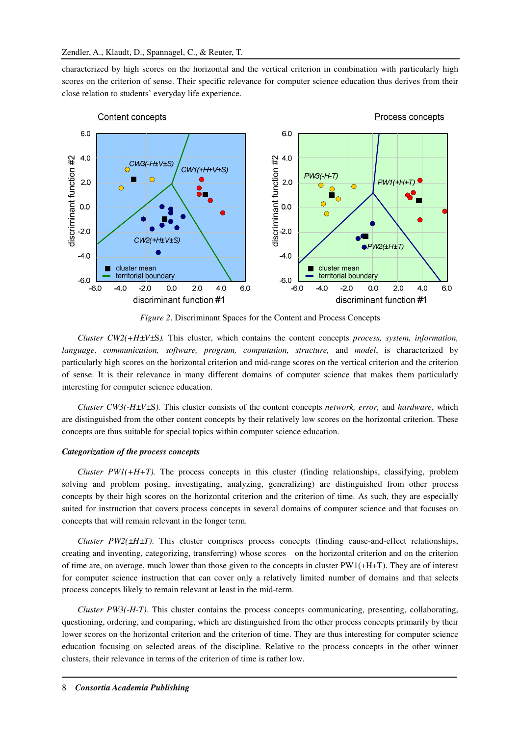characterized by high scores on the horizontal and the vertical criterion in combination with particularly high scores on the criterion of sense. Their specific relevance for computer science education thus derives from their close relation to students' everyday life experience.

*Figure 2*. Discriminant Spaces for the Content and Process Concepts

*Cluster CW2(+H±V±S).* This cluster, which contains the content concepts *process, system, information, language, communication, software, program, computation, structure,* and *model*, is characterized by particularly high scores on the horizontal criterion and mid-range scores on the vertical criterion and the criterion of sense. It is their relevance in many different domains of computer science that makes them particularly interesting for computer science education.

*Cluster CW3(-H±V±S).* This cluster consists of the content concepts *network, error,* and *hardware*, which are distinguished from the other content concepts by their relatively low scores on the horizontal criterion. These concepts are thus suitable for special topics within computer science education.

***Categorization of the process concepts***

*Cluster PW1(+H+T).* The process concepts in this cluster (finding relationships, classifying, problem posing, investigating, problem solving and analyzing, generalizing) are distinguished from other process concepts by their high scores on the horizontal criterion and the criterion of time. As such, they are especially suited for instruction that covers process concepts in several domains of computer science and that focuses on concepts that will remain relevant in the longer term.

*Cluster PW2(±H±T).* This cluster comprises process concepts (finding cause-and-effect relationships, creating and inventing, categorizing, transferring) whose scores on the horizontal criterion and on the criterion of time are, on average, much lower than those given to the concepts in cluster PW1(+H+T). They are of interest for computer science instruction that can cover only a relatively limited number of domains and that selects process concepts likely to remain relevant at least in the mid-term.

*Cluster PW3(-H-T).* This cluster contains the process concepts communicating, presenting, collaborating, questioning, ordering, and comparing, which are distinguished from the other process concepts primarily by their lower scores on the horizontal criterion and the criterion of time. They are thus interesting for computer science education focusing on selected areas of the discipline. Relative to the process concepts in the other winner clusters, their relevance in terms of the criterion of time is rather low.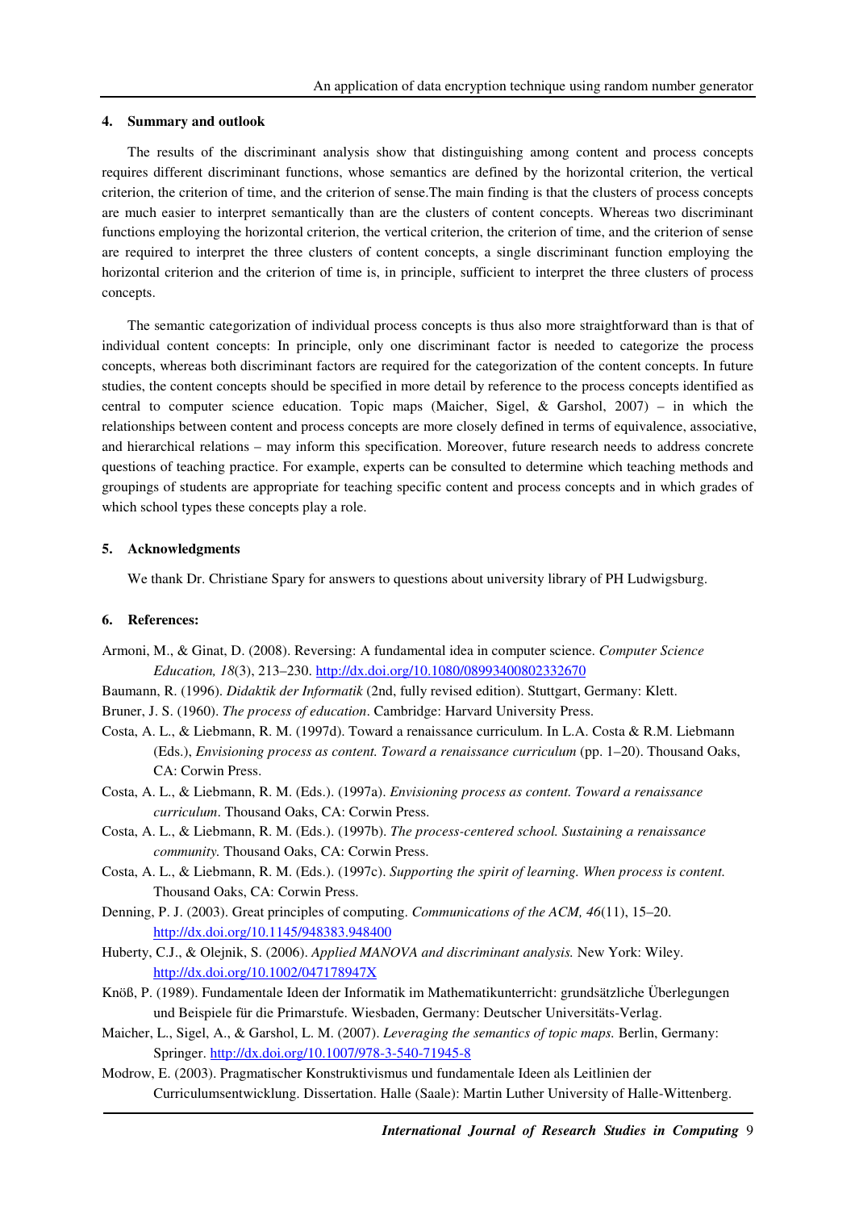## 4. Summary and outlook

The results of the discriminant analysis show that distinguishing among content and process concepts requires different discriminant functions, whose semantics are defined by the horizontal criterion, the vertical criterion, the criterion of time, and the criterion of sense.The main finding is that the clusters of process concepts are much easier to interpret semantically than are the clusters of content concepts. Whereas two discriminant functions employing the horizontal criterion, the vertical criterion, the criterion of time, and the criterion of sense are required to interpret the three clusters of content concepts, a single discriminant function employing the horizontal criterion and the criterion of time is, in principle, sufficient to interpret the three clusters of process concepts.

The semantic categorization of individual process concepts is thus also more straightforward than is that of individual content concepts: In principle, only one discriminant factor is needed to categorize the process concepts, whereas both discriminant factors are required for the categorization of the content concepts. In future studies, the content concepts should be specified in more detail by reference to the process concepts identified as central to computer science education. Topic maps (Maicher, Sigel, & Garshol, 2007) – in which the relationships between content and process concepts are more closely defined in terms of equivalence, associative, and hierarchical relations – may inform this specification. Moreover, future research needs to address concrete questions of teaching practice. For example, experts can be consulted to determine which teaching methods and groupings of students are appropriate for teaching specific content and process concepts and in which grades of which school types these concepts play a role.

## 5. Acknowledgments

We thank Dr. Christiane Spary for answers to questions about university library of PH Ludwigsburg.

## 6. References:

Armoni, M., & Ginat, D. (2008). Reversing: A fundamental idea in computer science. *Computer Science Education, 18*(3), 213–230. http://dx.doi.org/10.1080/08993400802332670

Baumann, R. (1996). *Didaktik der Informatik* (2nd, fully revised edition). Stuttgart, Germany: Klett.

Bruner, J. S. (1960). *The process of education*. Cambridge: Harvard University Press.

Costa, A. L., & Liebmann, R. M. (1997d). Toward a renaissance curriculum. In L.A. Costa & R.M. Liebmann (Eds.), *Envisioning process as content. Toward a renaissance curriculum* (pp. 1–20). Thousand Oaks, CA: Corwin Press.

Costa, A. L., & Liebmann, R. M. (Eds.). (1997a). *Envisioning process as content. Toward a renaissance curriculum*. Thousand Oaks, CA: Corwin Press.

Costa, A. L., & Liebmann, R. M. (Eds.). (1997b). *The process-centered school. Sustaining a renaissance community.* Thousand Oaks, CA: Corwin Press.

Costa, A. L., & Liebmann, R. M. (Eds.). (1997c). *Supporting the spirit of learning. When process is content.* Thousand Oaks, CA: Corwin Press.

Denning, P. J. (2003). Great principles of computing. *Communications of the ACM, 46*(11), 15–20. http://dx.doi.org/10.1145/948383.948400

Huberty, C.J., & Olejnik, S. (2006). *Applied MANOVA and discriminant analysis.* New York: Wiley. http://dx.doi.org/10.1002/047178947X

Knöß, P. (1989). Fundamentale Ideen der Informatik im Mathematikunterricht: grundsätzliche Überlegungen und Beispiele für die Primarstufe. Wiesbaden, Germany: Deutscher Universitäts-Verlag.

Maicher, L., Sigel, A., & Garshol, L. M. (2007). *Leveraging the semantics of topic maps.* Berlin, Germany: Springer. http://dx.doi.org/10.1007/978-3-540-71945-8

Modrow, E. (2003). Pragmatischer Konstruktivismus und fundamentale Ideen als Leitlinien der Curriculumsentwicklung. Dissertation. Halle (Saale): Martin Luther University of Halle-Wittenberg.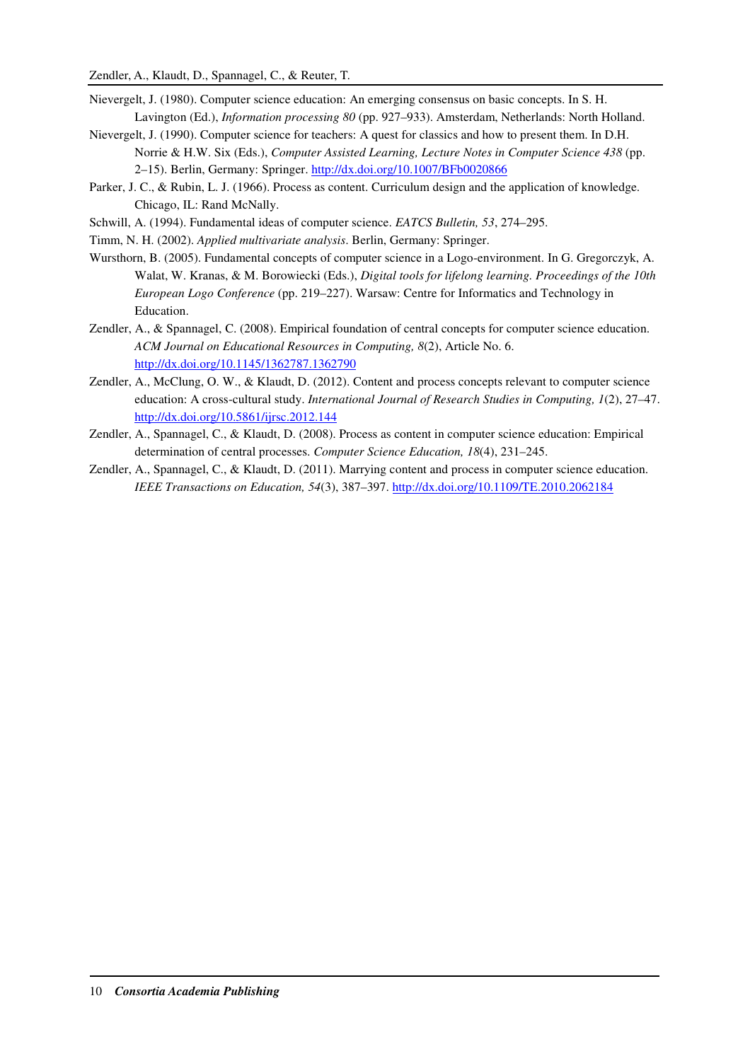Nievergelt, J. (1980). Computer science education: An emerging consensus on basic concepts. In S. H. Lavington (Ed.), *Information processing 80* (pp. 927–933). Amsterdam, Netherlands: North Holland.

Nievergelt, J. (1990). Computer science for teachers: A quest for classics and how to present them. In D.H. Norrie & H.W. Six (Eds.), *Computer Assisted Learning, Lecture Notes in Computer Science 438* (pp. 2–15). Berlin, Germany: Springer. http://dx.doi.org/10.1007/BFb0020866

Parker, J. C., & Rubin, L. J. (1966). Process as content. Curriculum design and the application of knowledge. Chicago, IL: Rand McNally.

Schwill, A. (1994). Fundamental ideas of computer science. *EATCS Bulletin, 53*, 274–295.

Timm, N. H. (2002). *Applied multivariate analysis*. Berlin, Germany: Springer.

Wursthorn, B. (2005). Fundamental concepts of computer science in a Logo-environment. In G. Gregorczyk, A. Walat, W. Kranas, & M. Borowiecki (Eds.), *Digital tools for lifelong learning. Proceedings of the 10th European Logo Conference* (pp. 219–227). Warsaw: Centre for Informatics and Technology in Education.

Zendler, A., & Spannagel, C. (2008). Empirical foundation of central concepts for computer science education. *ACM Journal on Educational Resources in Computing, 8*(2), Article No. 6. http://dx.doi.org/10.1145/1362787.1362790

Zendler, A., McClung, O. W., & Klaudt, D. (2012). Content and process concepts relevant to computer science education: A cross-cultural study. *International Journal of Research Studies in Computing, 1*(2), 27–47. http://dx.doi.org/10.5861/ijrsc.2012.144

Zendler, A., Spannagel, C., & Klaudt, D. (2008). Process as content in computer science education: Empirical determination of central processes. *Computer Science Education, 18*(4), 231–245.

Zendler, A., Spannagel, C., & Klaudt, D. (2011). Marrying content and process in computer science education. *IEEE Transactions on Education, 54*(3), 387–397. http://dx.doi.org/10.1109/TE.2010.2062184